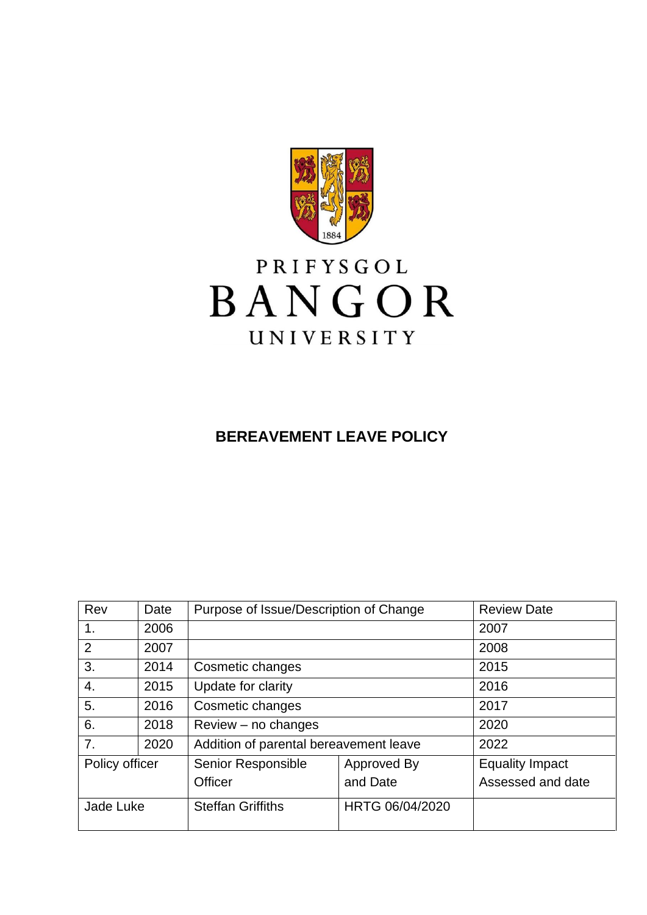PRIFYSGOL
BANGOR
UNIVERSITY

# BEREAVEMENT LEAVE POLICY

| Rev | Date | Purpose of Issue/Description of Change | | Review Date |
|---|---|---|---|---|
| 1. | 2006 | | | 2007 |
| 2 | 2007 | | | 2008 |
| 3. | 2014 | Cosmetic changes | | 2015 |
| 4. | 2015 | Update for clarity | | 2016 |
| 5. | 2016 | Cosmetic changes | | 2017 |
| 6. | 2018 | Review – no changes | | 2020 |
| 7. | 2020 | Addition of parental bereavement leave | | 2022 |
| Policy officer | | Senior Responsible Officer | Approved By and Date | Equality Impact Assessed and date |
| Jade Luke | | Steffan Griffiths | HRTG 06/04/2020 | |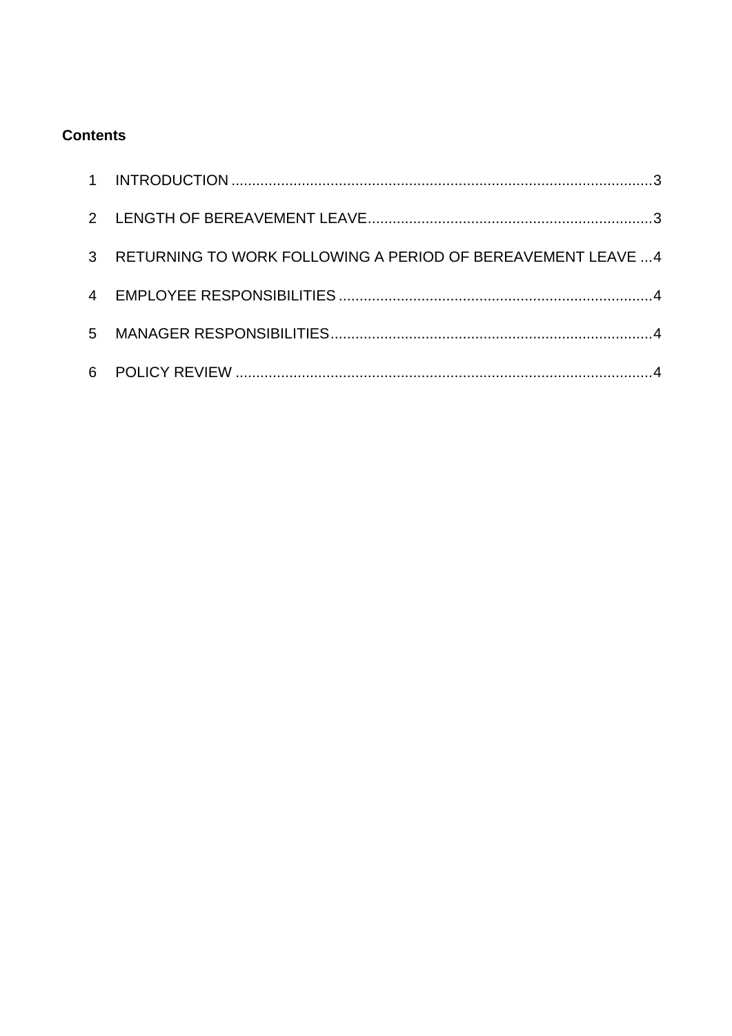**Contents**

1 INTRODUCTION ........................................................................................................ 3

2 LENGTH OF BEREAVEMENT LEAVE ..................................................................... 3

3 RETURNING TO WORK FOLLOWING A PERIOD OF BEREAVEMENT LEAVE ... 4

4 EMPLOYEE RESPONSIBILITIES ............................................................................ 4

5 MANAGER RESPONSIBILITIES .............................................................................. 4

6 POLICY REVIEW ...................................................................................................... 4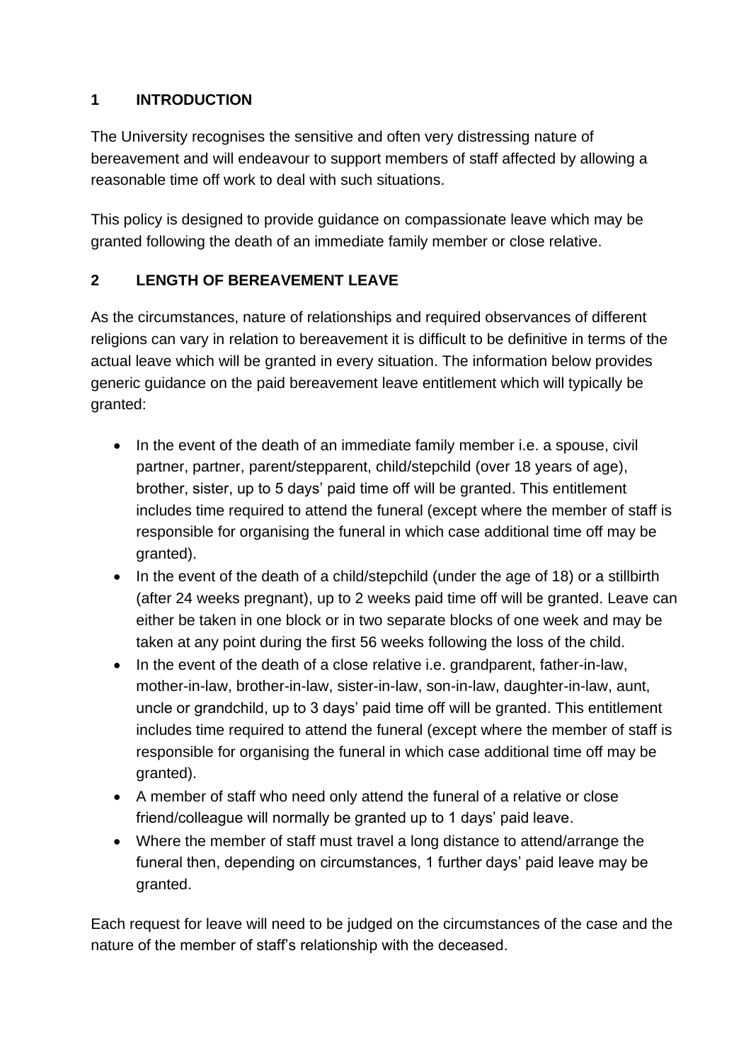## 1 INTRODUCTION

The University recognises the sensitive and often very distressing nature of bereavement and will endeavour to support members of staff affected by allowing a reasonable time off work to deal with such situations.

This policy is designed to provide guidance on compassionate leave which may be granted following the death of an immediate family member or close relative.

## 2 LENGTH OF BEREAVEMENT LEAVE

As the circumstances, nature of relationships and required observances of different religions can vary in relation to bereavement it is difficult to be definitive in terms of the actual leave which will be granted in every situation. The information below provides generic guidance on the paid bereavement leave entitlement which will typically be granted:

- In the event of the death of an immediate family member i.e. a spouse, civil partner, partner, parent/stepparent, child/stepchild (over 18 years of age), brother, sister, up to 5 days' paid time off will be granted. This entitlement includes time required to attend the funeral (except where the member of staff is responsible for organising the funeral in which case additional time off may be granted).
- In the event of the death of a child/stepchild (under the age of 18) or a stillbirth (after 24 weeks pregnant), up to 2 weeks paid time off will be granted. Leave can either be taken in one block or in two separate blocks of one week and may be taken at any point during the first 56 weeks following the loss of the child.
- In the event of the death of a close relative i.e. grandparent, father-in-law, mother-in-law, brother-in-law, sister-in-law, son-in-law, daughter-in-law, aunt, uncle or grandchild, up to 3 days' paid time off will be granted. This entitlement includes time required to attend the funeral (except where the member of staff is responsible for organising the funeral in which case additional time off may be granted).
- A member of staff who need only attend the funeral of a relative or close friend/colleague will normally be granted up to 1 days' paid leave.
- Where the member of staff must travel a long distance to attend/arrange the funeral then, depending on circumstances, 1 further days' paid leave may be granted.

Each request for leave will need to be judged on the circumstances of the case and the nature of the member of staff's relationship with the deceased.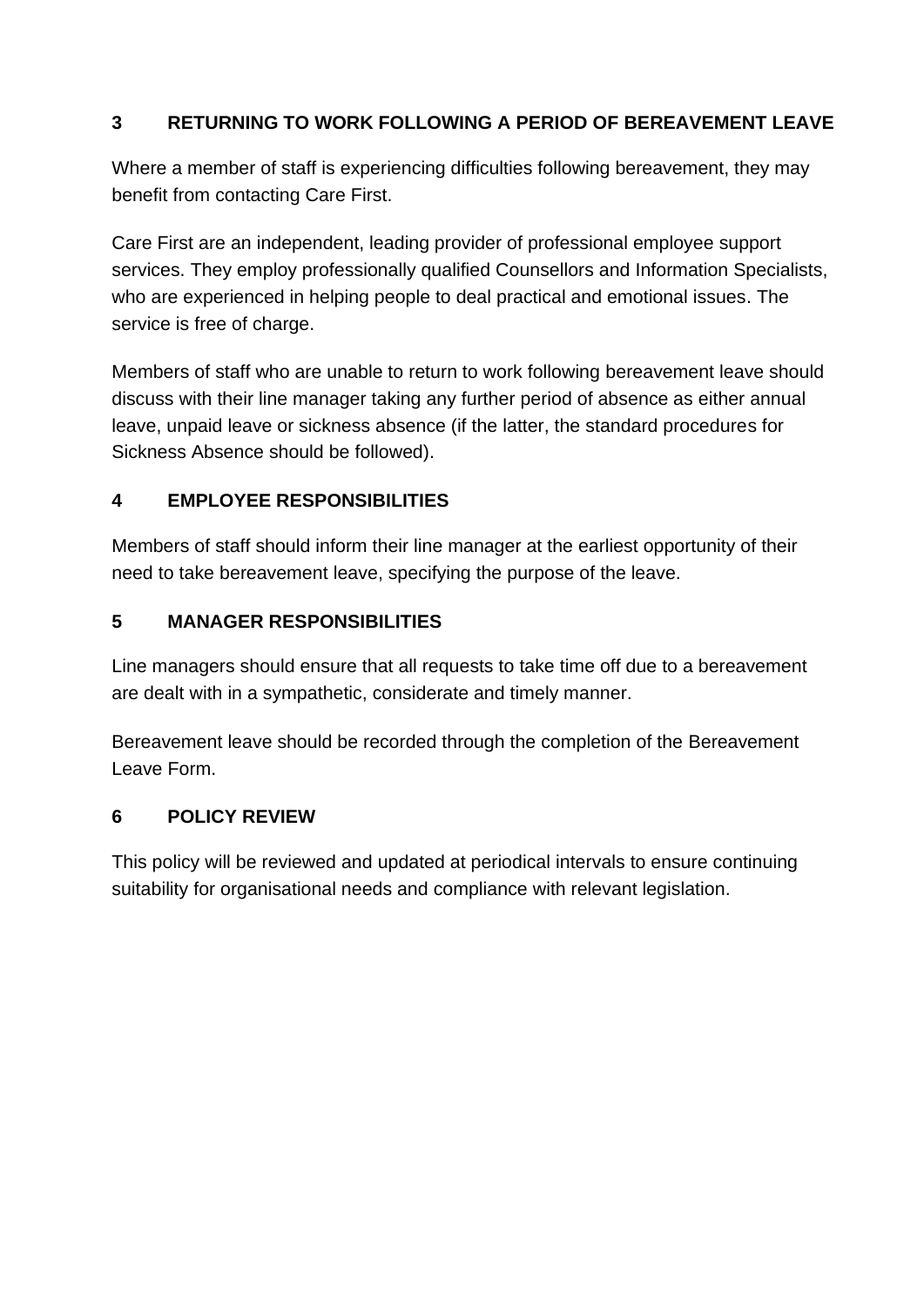## 3 RETURNING TO WORK FOLLOWING A PERIOD OF BEREAVEMENT LEAVE

Where a member of staff is experiencing difficulties following bereavement, they may benefit from contacting Care First.

Care First are an independent, leading provider of professional employee support services. They employ professionally qualified Counsellors and Information Specialists, who are experienced in helping people to deal practical and emotional issues. The service is free of charge.

Members of staff who are unable to return to work following bereavement leave should discuss with their line manager taking any further period of absence as either annual leave, unpaid leave or sickness absence (if the latter, the standard procedures for Sickness Absence should be followed).

## 4 EMPLOYEE RESPONSIBILITIES

Members of staff should inform their line manager at the earliest opportunity of their need to take bereavement leave, specifying the purpose of the leave.

## 5 MANAGER RESPONSIBILITIES

Line managers should ensure that all requests to take time off due to a bereavement are dealt with in a sympathetic, considerate and timely manner.

Bereavement leave should be recorded through the completion of the Bereavement Leave Form.

## 6 POLICY REVIEW

This policy will be reviewed and updated at periodical intervals to ensure continuing suitability for organisational needs and compliance with relevant legislation.